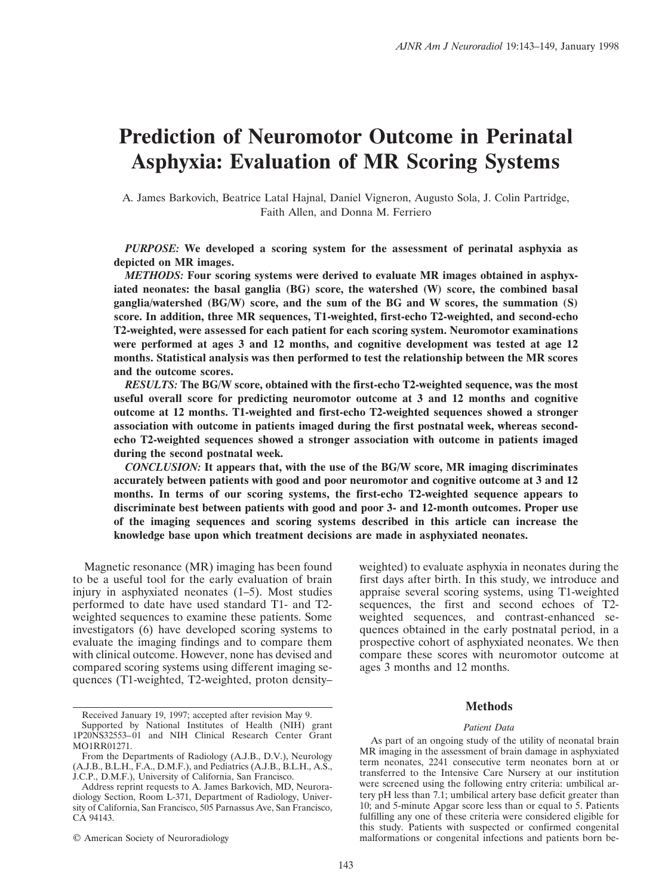# Prediction of Neuromotor Outcome in Perinatal Asphyxia: Evaluation of MR Scoring Systems

A. James Barkovich, Beatrice Latal Hajnal, Daniel Vigneron, Augusto Sola, J. Colin Partridge, Faith Allen, and Donna M. Ferriero

***PURPOSE:*** **We developed a scoring system for the assessment of perinatal asphyxia as depicted on MR images.**

***METHODS:*** **Four scoring systems were derived to evaluate MR images obtained in asphyxiated neonates: the basal ganglia (BG) score, the watershed (W) score, the combined basal ganglia/watershed (BG/W) score, and the sum of the BG and W scores, the summation (S) score. In addition, three MR sequences, T1-weighted, first-echo T2-weighted, and second-echo T2-weighted, were assessed for each patient for each scoring system. Neuromotor examinations were performed at ages 3 and 12 months, and cognitive development was tested at age 12 months. Statistical analysis was then performed to test the relationship between the MR scores and the outcome scores.**

***RESULTS:*** **The BG/W score, obtained with the first-echo T2-weighted sequence, was the most useful overall score for predicting neuromotor outcome at 3 and 12 months and cognitive outcome at 12 months. T1-weighted and first-echo T2-weighted sequences showed a stronger association with outcome in patients imaged during the first postnatal week, whereas second-echo T2-weighted sequences showed a stronger association with outcome in patients imaged during the second postnatal week.**

***CONCLUSION:*** **It appears that, with the use of the BG/W score, MR imaging discriminates accurately between patients with good and poor neuromotor and cognitive outcome at 3 and 12 months. In terms of our scoring systems, the first-echo T2-weighted sequence appears to discriminate best between patients with good and poor 3- and 12-month outcomes. Proper use of the imaging sequences and scoring systems described in this article can increase the knowledge base upon which treatment decisions are made in asphyxiated neonates.**

Magnetic resonance (MR) imaging has been found to be a useful tool for the early evaluation of brain injury in asphyxiated neonates (1–5). Most studies performed to date have used standard T1- and T2-weighted sequences to examine these patients. Some investigators (6) have developed scoring systems to evaluate the imaging findings and to compare them with clinical outcome. However, none has devised and compared scoring systems using different imaging sequences (T1-weighted, T2-weighted, proton density–weighted) to evaluate asphyxia in neonates during the first days after birth. In this study, we introduce and appraise several scoring systems, using T1-weighted sequences, the first and second echoes of T2-weighted sequences, and contrast-enhanced sequences obtained in the early postnatal period, in a prospective cohort of asphyxiated neonates. We then compare these scores with neuromotor outcome at ages 3 months and 12 months.

Received January 19, 1997; accepted after revision May 9.

Supported by National Institutes of Health (NIH) grant 1P20NS32553–01 and NIH Clinical Research Center Grant MO1RR01271.

From the Departments of Radiology (A.J.B., D.V.), Neurology (A.J.B., B.L.H., F.A., D.M.F.), and Pediatrics (A.J.B., B.L.H., A.S., J.C.P., D.M.F.), University of California, San Francisco.

Address reprint requests to A. James Barkovich, MD, Neuroradiology Section, Room L-371, Department of Radiology, University of California, San Francisco, 505 Parnassus Ave, San Francisco, CA 94143.

© American Society of Neuroradiology

## Methods

### Patient Data

As part of an ongoing study of the utility of neonatal brain MR imaging in the assessment of brain damage in asphyxiated term neonates, 2241 consecutive term neonates born at or transferred to the Intensive Care Nursery at our institution were screened using the following entry criteria: umbilical artery pH less than 7.1; umbilical artery base deficit greater than 10; and 5-minute Apgar score less than or equal to 5. Patients fulfilling any one of these criteria were considered eligible for this study. Patients with suspected or confirmed congenital malformations or congenital infections and patients born be-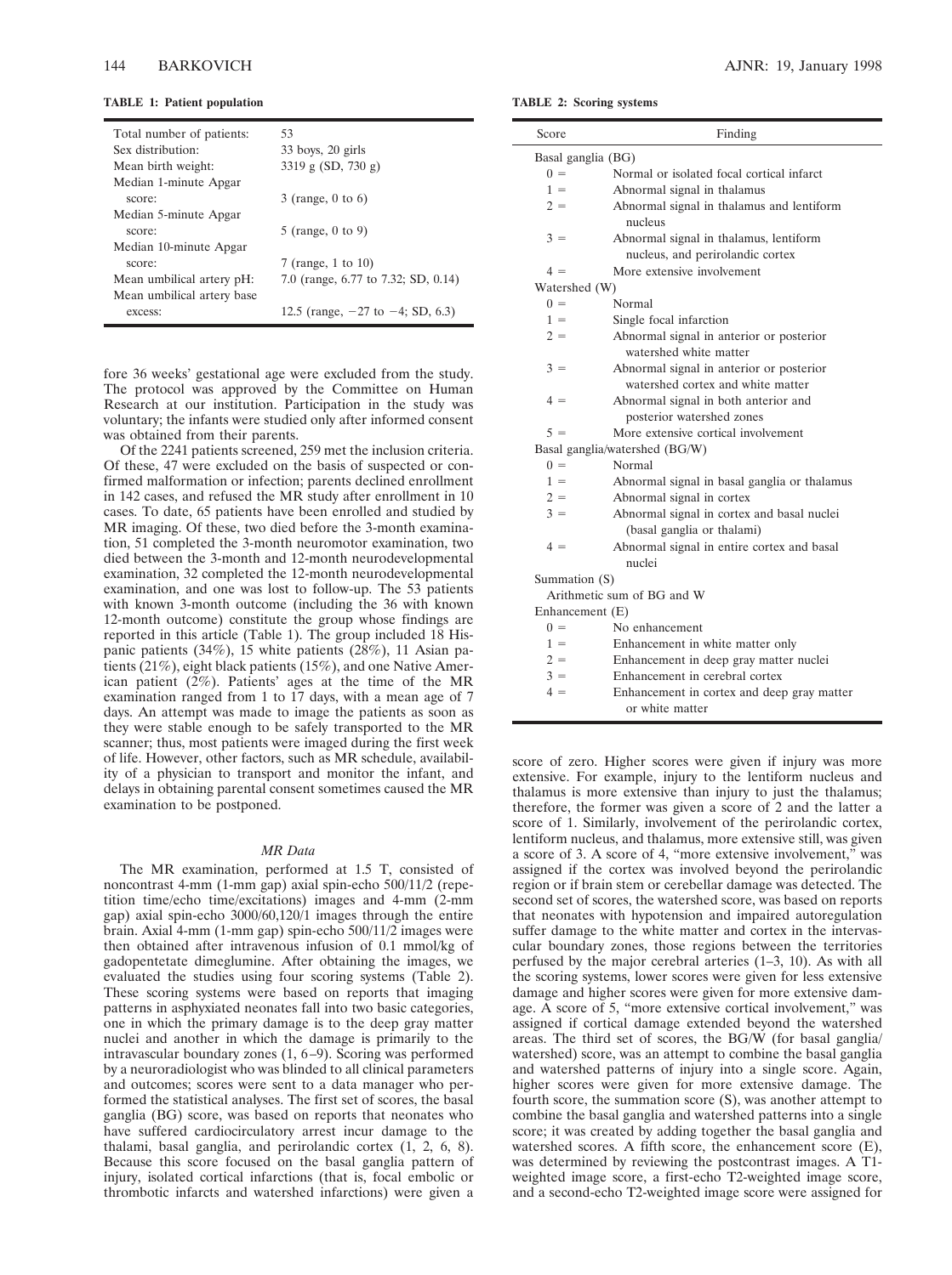**TABLE 1: Patient population**

| | |
|---|---|
| Total number of patients: | 53 |
| Sex distribution: | 33 boys, 20 girls |
| Mean birth weight: | 3319 g (SD, 730 g) |
| Median 1-minute Apgar score: | 3 (range, 0 to 6) |
| Median 5-minute Apgar score: | 5 (range, 0 to 9) |
| Median 10-minute Apgar score: | 7 (range, 1 to 10) |
| Mean umbilical artery pH: | 7.0 (range, 6.77 to 7.32; SD, 0.14) |
| Mean umbilical artery base excess: | 12.5 (range, −27 to −4; SD, 6.3) |

fore 36 weeks' gestational age were excluded from the study. The protocol was approved by the Committee on Human Research at our institution. Participation in the study was voluntary; the infants were studied only after informed consent was obtained from their parents.

Of the 2241 patients screened, 259 met the inclusion criteria. Of these, 47 were excluded on the basis of suspected or confirmed malformation or infection; parents declined enrollment in 142 cases, and refused the MR study after enrollment in 10 cases. To date, 65 patients have been enrolled and studied by MR imaging. Of these, two died before the 3-month examination, 51 completed the 3-month neuromotor examination, two died between the 3-month and 12-month neurodevelopmental examination, 32 completed the 12-month neurodevelopmental examination, and one was lost to follow-up. The 53 patients with known 3-month outcome (including the 36 with known 12-month outcome) constitute the group whose findings are reported in this article (Table 1). The group included 18 Hispanic patients (34%), 15 white patients (28%), 11 Asian patients (21%), eight black patients (15%), and one Native American patient (2%). Patients' ages at the time of the MR examination ranged from 1 to 17 days, with a mean age of 7 days. An attempt was made to image the patients as soon as they were stable enough to be safely transported to the MR scanner; thus, most patients were imaged during the first week of life. However, other factors, such as MR schedule, availability of a physician to transport and monitor the infant, and delays in obtaining parental consent sometimes caused the MR examination to be postponed.

### *MR Data*

The MR examination, performed at 1.5 T, consisted of noncontrast 4-mm (1-mm gap) axial spin-echo 500/11/2 (repetition time/echo time/excitations) images and 4-mm (2-mm gap) axial spin-echo 3000/60,120/1 images through the entire brain. Axial 4-mm (1-mm gap) spin-echo 500/11/2 images were then obtained after intravenous infusion of 0.1 mmol/kg of gadopentetate dimeglumine. After obtaining the images, we evaluated the studies using four scoring systems (Table 2). These scoring systems were based on reports that imaging patterns in asphyxiated neonates fall into two basic categories, one in which the primary damage is to the deep gray matter nuclei and another in which the damage is primarily to the intravascular boundary zones (1, 6–9). Scoring was performed by a neuroradiologist who was blinded to all clinical parameters and outcomes; scores were sent to a data manager who performed the statistical analyses. The first set of scores, the basal ganglia (BG) score, was based on reports that neonates who have suffered cardiocirculatory arrest incur damage to the thalami, basal ganglia, and perirolandic cortex (1, 6, 8). Because this score focused on the basal ganglia pattern of injury, isolated cortical infarctions (that is, focal embolic or thrombotic infarcts and watershed infarctions) were given a

**TABLE 2: Scoring systems**

| Score | Finding |
|---|---|
| Basal ganglia (BG) | |
| 0 = | Normal or isolated focal cortical infarct |
| 1 = | Abnormal signal in thalamus |
| 2 = | Abnormal signal in thalamus and lentiform nucleus |
| 3 = | Abnormal signal in thalamus, lentiform nucleus, and perirolandic cortex |
| 4 = | More extensive involvement |
| Watershed (W) | |
| 0 = | Normal |
| 1 = | Single focal infarction |
| 2 = | Abnormal signal in anterior or posterior watershed white matter |
| 3 = | Abnormal signal in anterior or posterior watershed cortex and white matter |
| 4 = | Abnormal signal in both anterior and posterior watershed zones |
| 5 = | More extensive cortical involvement |
| Basal ganglia/watershed (BG/W) | |
| 0 = | Normal |
| 1 = | Abnormal signal in basal ganglia or thalamus |
| 2 = | Abnormal signal in cortex |
| 3 = | Abnormal signal in cortex and basal nuclei (basal ganglia or thalami) |
| 4 = | Abnormal signal in entire cortex and basal nuclei |
| Summation (S) | |
| Arithmetic sum of BG and W | |
| Enhancement (E) | |
| 0 = | No enhancement |
| 1 = | Enhancement in white matter only |
| 2 = | Enhancement in deep gray matter nuclei |
| 3 = | Enhancement in cerebral cortex |
| 4 = | Enhancement in cortex and deep gray matter or white matter |

score of zero. Higher scores were given if injury was more extensive. For example, injury to the lentiform nucleus and thalamus is more extensive than injury to just the thalamus; therefore, the former was given a score of 2 and the latter a score of 1. Similarly, involvement of the perirolandic cortex, lentiform nucleus, and thalamus, more extensive still, was given a score of 3. A score of 4, "more extensive involvement," was assigned if the cortex was involved beyond the perirolandic region or if brain stem or cerebellar damage was detected. The second set of scores, the watershed score, was based on reports that neonates with hypotension and impaired autoregulation suffer damage to the white matter and cortex in the intervascular boundary zones, those regions between the territories perfused by the major cerebral arteries (1–3, 10). As with all the scoring systems, lower scores were given for less extensive damage and higher scores were given for more extensive damage. A score of 5, "more extensive cortical involvement," was assigned if cortical damage extended beyond the watershed areas. The third set of scores, the BG/W (for basal ganglia/watershed) score, was an attempt to combine the basal ganglia and watershed patterns of injury into a single score. Again, higher scores were given for more extensive damage. The fourth score, the summation score (S), was another attempt to combine the basal ganglia and watershed patterns into a single score; it was created by adding together the basal ganglia and watershed scores. A fifth score, the enhancement score (E), was determined by reviewing the postcontrast images. A T1-weighted image score, a first-echo T2-weighted image score, and a second-echo T2-weighted image score were assigned for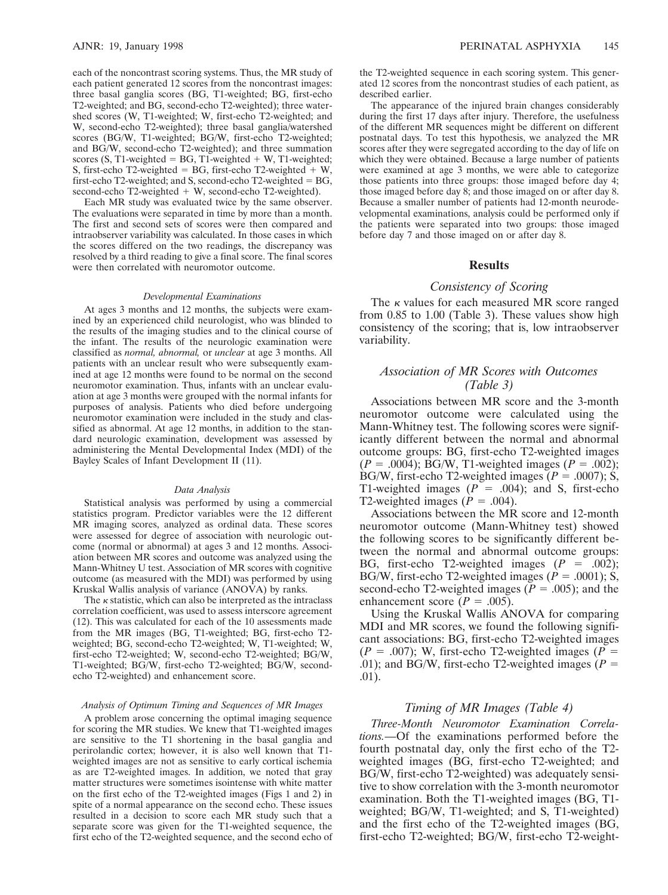each of the noncontrast scoring systems. Thus, the MR study of each patient generated 12 scores from the noncontrast images: three basal ganglia scores (BG, T1-weighted; BG, first-echo T2-weighted; and BG, second-echo T2-weighted); three watershed scores (W, T1-weighted; W, first-echo T2-weighted; and W, second-echo T2-weighted); three basal ganglia/watershed scores (BG/W, T1-weighted; BG/W, first-echo T2-weighted; and BG/W, second-echo T2-weighted); and three summation scores (S, T1-weighted = BG, T1-weighted + W, T1-weighted; S, first-echo T2-weighted = BG, first-echo T2-weighted + W, first-echo T2-weighted; and S, second-echo T2-weighted = BG, second-echo T2-weighted + W, second-echo T2-weighted).

Each MR study was evaluated twice by the same observer. The evaluations were separated in time by more than a month. The first and second sets of scores were then compared and intraobserver variability was calculated. In those cases in which the scores differed on the two readings, the discrepancy was resolved by a third reading to give a final score. The final scores were then correlated with neuromotor outcome.

#### *Developmental Examinations*

At ages 3 months and 12 months, the subjects were examined by an experienced child neurologist, who was blinded to the results of the imaging studies and to the clinical course of the infant. The results of the neurologic examination were classified as *normal, abnormal,* or *unclear* at age 3 months. All patients with an unclear result who were subsequently examined at age 12 months were found to be normal on the second neuromotor examination. Thus, infants with an unclear evaluation at age 3 months were grouped with the normal infants for purposes of analysis. Patients who died before undergoing neuromotor examination were included in the study and classified as abnormal. At age 12 months, in addition to the standard neurologic examination, development was assessed by administering the Mental Developmental Index (MDI) of the Bayley Scales of Infant Development II (11).

#### *Data Analysis*

Statistical analysis was performed by using a commercial statistics program. Predictor variables were the 12 different MR imaging scores, analyzed as ordinal data. These scores were assessed for degree of association with neurologic outcome (normal or abnormal) at ages 3 and 12 months. Association between MR scores and outcome was analyzed using the Mann-Whitney U test. Association of MR scores with cognitive outcome (as measured with the MDI) was performed by using Kruskal Wallis analysis of variance (ANOVA) by ranks.

The $\kappa$ statistic, which can also be interpreted as the intraclass correlation coefficient, was used to assess interscore agreement (12). This was calculated for each of the 10 assessments made from the MR images (BG, T1-weighted; BG, first-echo T2-weighted; BG, second-echo T2-weighted; W, T1-weighted; W, first-echo T2-weighted; W, second-echo T2-weighted; BG/W, T1-weighted; BG/W, first-echo T2-weighted; BG/W, second-echo T2-weighted) and enhancement score.

#### *Analysis of Optimum Timing and Sequences of MR Images*

A problem arose concerning the optimal imaging sequence for scoring the MR studies. We knew that T1-weighted images are sensitive to the T1 shortening in the basal ganglia and perirolandic cortex; however, it is also well known that T1-weighted images are not as sensitive to early cortical ischemia as are T2-weighted images. In addition, we noted that gray matter structures were sometimes isointense with white matter on the first echo of the T2-weighted images (Figs 1 and 2) in spite of a normal appearance on the second echo. These issues resulted in a decision to score each MR study such that a separate score was given for the T1-weighted sequence, the first echo of the T2-weighted sequence, and the second echo of the T2-weighted sequence in each scoring system. This generated 12 scores from the noncontrast studies of each patient, as described earlier.

The appearance of the injured brain changes considerably during the first 17 days after injury. Therefore, the usefulness of the different MR sequences might be different on different postnatal days. To test this hypothesis, we analyzed the MR scores after they were segregated according to the day of life on which they were obtained. Because a large number of patients were examined at age 3 months, we were able to categorize those patients into three groups: those imaged before day 4; those imaged before day 8; and those imaged on or after day 8. Because a smaller number of patients had 12-month neurodevelopmental examinations, analysis could be performed only if the patients were separated into two groups: those imaged before day 7 and those imaged on or after day 8.

## Results

### *Consistency of Scoring*

The $\kappa$ values for each measured MR score ranged from 0.85 to 1.00 (Table 3). These values show high consistency of the scoring; that is, low intraobserver variability.

### *Association of MR Scores with Outcomes (Table 3)*

Associations between MR score and the 3-month neuromotor outcome were calculated using the Mann-Whitney test. The following scores were significantly different between the normal and abnormal outcome groups: BG, first-echo T2-weighted images ($P = .0004$); BG/W, T1-weighted images ($P = .002$); BG/W, first-echo T2-weighted images ($P = .0007$); S, T1-weighted images ($P = .004$); and S, first-echo T2-weighted images ($P = .004$).

Associations between the MR score and 12-month neuromotor outcome (Mann-Whitney test) showed the following scores to be significantly different between the normal and abnormal outcome groups: BG, first-echo T2-weighted images ($P = .002$); BG/W, first-echo T2-weighted images ($P = .0001$); S, second-echo T2-weighted images ($P = .005$); and the enhancement score ($P = .005$).

Using the Kruskal Wallis ANOVA for comparing MDI and MR scores, we found the following significant associations: BG, first-echo T2-weighted images ($P = .007$); W, first-echo T2-weighted images ($P = .01$); and BG/W, first-echo T2-weighted images ($P = .01$).

### *Timing of MR Images (Table 4)*

*Three-Month Neuromotor Examination Correlations.*—Of the examinations performed before the fourth postnatal day, only the first echo of the T2-weighted images (BG, first-echo T2-weighted; and BG/W, first-echo T2-weighted) was adequately sensitive to show correlation with the 3-month neuromotor examination. Both the T1-weighted images (BG, T1-weighted; BG/W, T1-weighted; and S, T1-weighted) and the first echo of the T2-weighted images (BG, first-echo T2-weighted; BG/W, first-echo T2-weight-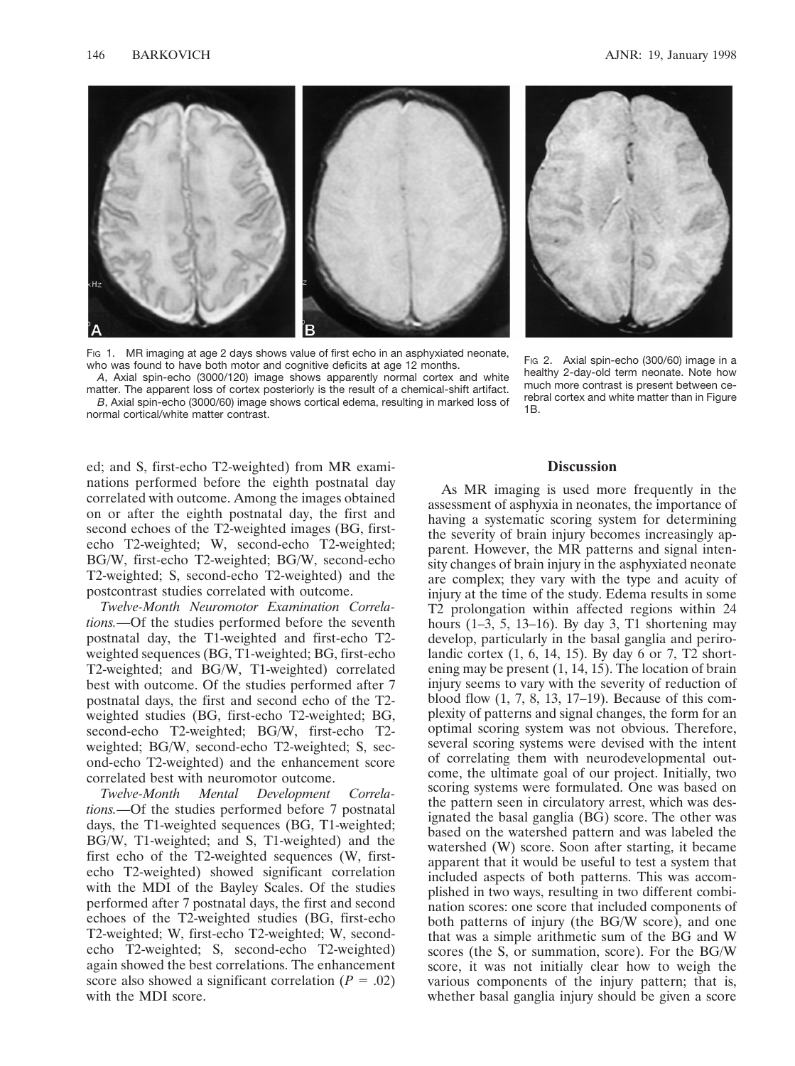Fig 1. MR imaging at age 2 days shows value of first echo in an asphyxiated neonate, who was found to have both motor and cognitive deficits at age 12 months.

*A*, Axial spin-echo (3000/120) image shows apparently normal cortex and white matter. The apparent loss of cortex posteriorly is the result of a chemical-shift artifact.

*B*, Axial spin-echo (3000/60) image shows cortical edema, resulting in marked loss of normal cortical/white matter contrast.

Fig 2. Axial spin-echo (300/60) image in a healthy 2-day-old term neonate. Note how much more contrast is present between cerebral cortex and white matter than in Figure 1B.

ed; and S, first-echo T2-weighted) from MR examinations performed before the eighth postnatal day correlated with outcome. Among the images obtained on or after the eighth postnatal day, the first and second echoes of the T2-weighted images (BG, first-echo T2-weighted; W, second-echo T2-weighted; BG/W, first-echo T2-weighted; BG/W, second-echo T2-weighted; S, second-echo T2-weighted) and the postcontrast studies correlated with outcome.

*Twelve-Month Neuromotor Examination Correlations.*—Of the studies performed before the seventh postnatal day, the T1-weighted and first-echo T2-weighted sequences (BG, T1-weighted; BG, first-echo T2-weighted; and BG/W, T1-weighted) correlated best with outcome. Of the studies performed after 7 postnatal days, the first and second echo of the T2-weighted studies (BG, first-echo T2-weighted; BG, second-echo T2-weighted; BG/W, first-echo T2-weighted; BG/W, second-echo T2-weighted; S, second-echo T2-weighted) and the enhancement score correlated best with neuromotor outcome.

*Twelve-Month Mental Development Correlations.*—Of the studies performed before 7 postnatal days, the T1-weighted sequences (BG, T1-weighted; BG/W, T1-weighted; and S, T1-weighted) and the first echo of the T2-weighted sequences (W, first-echo T2-weighted) showed significant correlation with the MDI of the Bayley Scales. Of the studies performed after 7 postnatal days, the first and second echoes of the T2-weighted studies (BG, first-echo T2-weighted; W, first-echo T2-weighted; W, second-echo T2-weighted; S, second-echo T2-weighted) again showed the best correlations. The enhancement score also showed a significant correlation ($P = .02$) with the MDI score.

## Discussion

As MR imaging is used more frequently in the assessment of asphyxia in neonates, the importance of having a systematic scoring system for determining the severity of brain injury becomes increasingly apparent. However, the MR patterns and signal intensity changes of brain injury in the asphyxiated neonate are complex; they vary with the type and acuity of injury at the time of the study. Edema results in some T2 prolongation within affected regions within 24 hours (1–3, 5, 13–16). By day 3, T1 shortening may develop, particularly in the basal ganglia and perirolandic cortex (1, 6, 14, 15). By day 6 or 7, T2 shortening may be present (1, 14, 15). The location of brain injury seems to vary with the severity of reduction of blood flow (1, 7, 8, 13, 17–19). Because of this complexity of patterns and signal changes, the form for an optimal scoring system was not obvious. Therefore, several scoring systems were devised with the intent of correlating them with neurodevelopmental outcome, the ultimate goal of our project. Initially, two scoring systems were formulated. One was based on the pattern seen in circulatory arrest, which was designated the basal ganglia (BG) score. The other was based on the watershed pattern and was labeled the watershed (W) score. Soon after starting, it became apparent that it would be useful to test a system that included aspects of both patterns. This was accomplished in two ways, resulting in two different combination scores: one score that included components of both patterns of injury (the BG/W score), and one that was a simple arithmetic sum of the BG and W scores (the S, or summation, score). For the BG/W score, it was not initially clear how to weigh the various components of the injury pattern; that is, whether basal ganglia injury should be given a score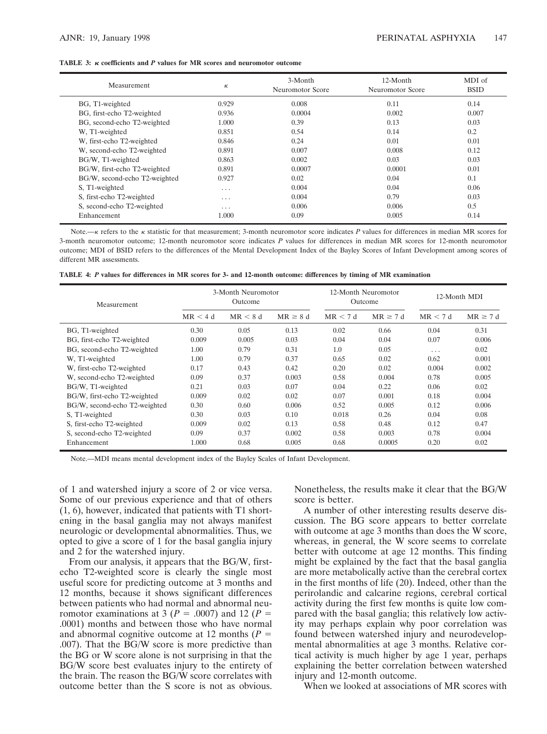**TABLE 3: κ coefficients and *P* values for MR scores and neuromotor outcome**

| Measurement | κ | 3-Month Neuromotor Score | 12-Month Neuromotor Score | MDI of BSID |
|---|---|---|---|---|
| BG, T1-weighted | 0.929 | 0.008 | 0.11 | 0.14 |
| BG, first-echo T2-weighted | 0.936 | 0.0004 | 0.002 | 0.007 |
| BG, second-echo T2-weighted | 1.000 | 0.39 | 0.13 | 0.03 |
| W, T1-weighted | 0.851 | 0.54 | 0.14 | 0.2 |
| W, first-echo T2-weighted | 0.846 | 0.24 | 0.01 | 0.01 |
| W, second-echo T2-weighted | 0.891 | 0.007 | 0.008 | 0.12 |
| BG/W, T1-weighted | 0.863 | 0.002 | 0.03 | 0.03 |
| BG/W, first-echo T2-weighted | 0.891 | 0.0007 | 0.0001 | 0.01 |
| BG/W, second-echo T2-weighted | 0.927 | 0.02 | 0.04 | 0.1 |
| S, T1-weighted | . . . | 0.004 | 0.04 | 0.06 |
| S, first-echo T2-weighted | . . . | 0.004 | 0.79 | 0.03 |
| S, second-echo T2-weighted | . . . | 0.006 | 0.006 | 0.5 |
| Enhancement | 1.000 | 0.09 | 0.005 | 0.14 |

Note.—κ refers to the κ statistic for that measurement; 3-month neuromotor score indicates *P* values for differences in median MR scores for 3-month neuromotor outcome; 12-month neuromotor score indicates *P* values for differences in median MR scores for 12-month neuromotor outcome; MDI of BSID refers to the differences of the Mental Development Index of the Bayley Scores of Infant Development among scores of different MR assessments.

**TABLE 4: *P* values for differences in MR scores for 3- and 12-month outcome: differences by timing of MR examination**

| Measurement | 3-Month Neuromotor Outcome | | | 12-Month Neuromotor Outcome | | 12-Month MDI | |
|---|---|---|---|---|---|---|---|
| | MR < 4 d | MR < 8 d | MR ≥ 8 d | MR < 7 d | MR ≥ 7 d | MR < 7 d | MR ≥ 7 d |
| BG, T1-weighted | 0.30 | 0.05 | 0.13 | 0.02 | 0.66 | 0.04 | 0.31 |
| BG, first-echo T2-weighted | 0.009 | 0.005 | 0.03 | 0.04 | 0.04 | 0.07 | 0.006 |
| BG, second-echo T2-weighted | 1.00 | 0.79 | 0.31 | 1.0 | 0.05 | . . . | 0.02 |
| W, T1-weighted | 1.00 | 0.79 | 0.37 | 0.65 | 0.02 | 0.62 | 0.001 |
| W, first-echo T2-weighted | 0.17 | 0.43 | 0.42 | 0.20 | 0.02 | 0.004 | 0.002 |
| W, second-echo T2-weighted | 0.09 | 0.37 | 0.003 | 0.58 | 0.004 | 0.78 | 0.005 |
| BG/W, T1-weighted | 0.21 | 0.03 | 0.07 | 0.04 | 0.22 | 0.06 | 0.02 |
| BG/W, first-echo T2-weighted | 0.009 | 0.02 | 0.02 | 0.07 | 0.001 | 0.18 | 0.004 |
| BG/W, second-echo T2-weighted | 0.30 | 0.60 | 0.006 | 0.52 | 0.005 | 0.12 | 0.006 |
| S, T1-weighted | 0.30 | 0.03 | 0.10 | 0.018 | 0.26 | 0.04 | 0.08 |
| S, first-echo T2-weighted | 0.009 | 0.02 | 0.13 | 0.58 | 0.48 | 0.12 | 0.47 |
| S, second-echo T2-weighted | 0.09 | 0.37 | 0.002 | 0.58 | 0.003 | 0.78 | 0.004 |
| Enhancement | 1.000 | 0.68 | 0.005 | 0.68 | 0.0005 | 0.20 | 0.02 |

Note.—MDI means mental development index of the Bayley Scales of Infant Development.

of 1 and watershed injury a score of 2 or vice versa. Some of our previous experience and that of others (1, 6), however, indicated that patients with T1 shortening in the basal ganglia may not always manifest neurologic or developmental abnormalities. Thus, we opted to give a score of 1 for the basal ganglia injury and 2 for the watershed injury.

From our analysis, it appears that the BG/W, first-echo T2-weighted score is clearly the single most useful score for predicting outcome at 3 months and 12 months, because it shows significant differences between patients who had normal and abnormal neuromotor examinations at 3 ($P = .0007$) and 12 ($P = .0001$) months and between those who have normal and abnormal cognitive outcome at 12 months ($P = .007$). That the BG/W score is more predictive than the BG or W score alone is not surprising in that the BG/W score best evaluates injury to the entirety of the brain. The reason the BG/W score correlates with outcome better than the S score is not as obvious. Nonetheless, the results make it clear that the BG/W score is better.

A number of other interesting results deserve discussion. The BG score appears to better correlate with outcome at age 3 months than does the W score, whereas, in general, the W score seems to correlate better with outcome at age 12 months. This finding might be explained by the fact that the basal ganglia are more metabolically active than the cerebral cortex in the first months of life (20). Indeed, other than the perirolandic and calcarine regions, cerebral cortical activity during the first few months is quite low compared with the basal ganglia; this relatively low activity may perhaps explain why poor correlation was found between watershed injury and neurodevelopmental abnormalities at age 3 months. Relative cortical activity is much higher by age 1 year, perhaps explaining the better correlation between watershed injury and 12-month outcome.

When we looked at associations of MR scores with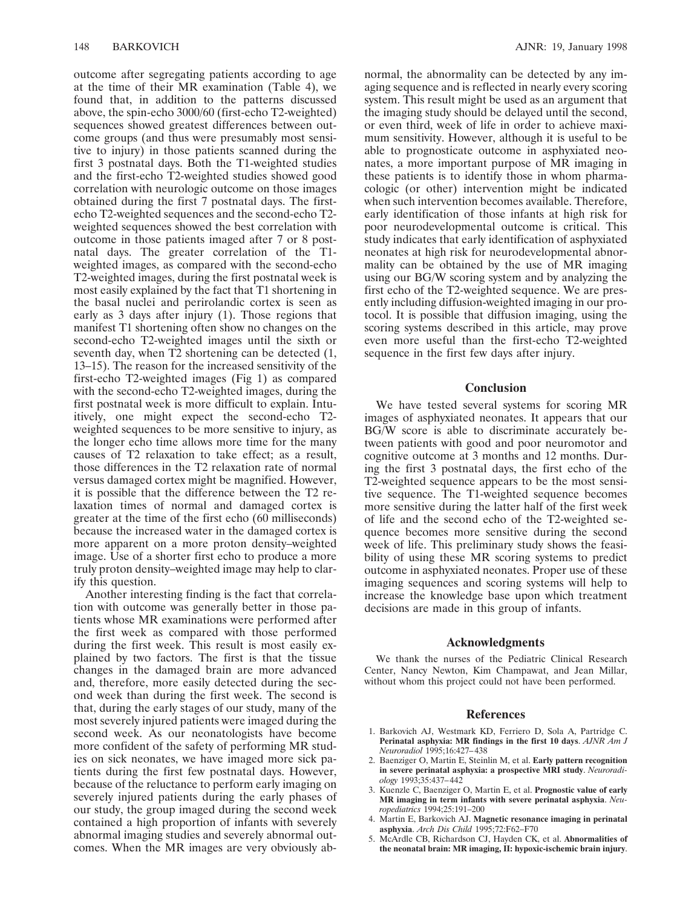outcome after segregating patients according to age at the time of their MR examination (Table 4), we found that, in addition to the patterns discussed above, the spin-echo 3000/60 (first-echo T2-weighted) sequences showed greatest differences between outcome groups (and thus were presumably most sensitive to injury) in those patients scanned during the first 3 postnatal days. Both the T1-weighted studies and the first-echo T2-weighted studies showed good correlation with neurologic outcome on those images obtained during the first 7 postnatal days. The first-echo T2-weighted sequences and the second-echo T2-weighted sequences showed the best correlation with outcome in those patients imaged after 7 or 8 postnatal days. The greater correlation of the T1-weighted images, as compared with the second-echo T2-weighted images, during the first postnatal week is most easily explained by the fact that T1 shortening in the basal nuclei and perirolandic cortex is seen as early as 3 days after injury (1). Those regions that manifest T1 shortening often show no changes on the second-echo T2-weighted images until the sixth or seventh day, when T2 shortening can be detected (1, 13–15). The reason for the increased sensitivity of the first-echo T2-weighted images (Fig 1) as compared with the second-echo T2-weighted images, during the first postnatal week is more difficult to explain. Intuitively, one might expect the second-echo T2-weighted sequences to be more sensitive to injury, as the longer echo time allows more time for the many causes of T2 relaxation to take effect; as a result, those differences in the T2 relaxation rate of normal versus damaged cortex might be magnified. However, it is possible that the difference between the T2 relaxation times of normal and damaged cortex is greater at the time of the first echo (60 milliseconds) because the increased water in the damaged cortex is more apparent on a more proton density–weighted image. Use of a shorter first echo to produce a more truly proton density–weighted image may help to clarify this question.

Another interesting finding is the fact that correlation with outcome was generally better in those patients whose MR examinations were performed after the first week as compared with those performed during the first week. This result is most easily explained by two factors. The first is that the tissue changes in the damaged brain are more advanced and, therefore, more easily detected during the second week than during the first week. The second is that, during the early stages of our study, many of the most severely injured patients were imaged during the second week. As our neonatologists have become more confident of the safety of performing MR studies on sick neonates, we have imaged more sick patients during the first few postnatal days. However, because of the reluctance to perform early imaging on severely injured patients during the early phases of our study, the group imaged during the second week contained a high proportion of infants with severely abnormal imaging studies and severely abnormal outcomes. When the MR images are very obviously abnormal, the abnormality can be detected by any imaging sequence and is reflected in nearly every scoring system. This result might be used as an argument that the imaging study should be delayed until the second, or even third, week of life in order to achieve maximum sensitivity. However, although it is useful to be able to prognosticate outcome in asphyxiated neonates, a more important purpose of MR imaging in these patients is to identify those in whom pharmacologic (or other) intervention might be indicated when such intervention becomes available. Therefore, early identification of those infants at high risk for poor neurodevelopmental outcome is critical. This study indicates that early identification of asphyxiated neonates at high risk for neurodevelopmental abnormality can be obtained by the use of MR imaging using our BG/W scoring system and by analyzing the first echo of the T2-weighted sequence. We are presently including diffusion-weighted imaging in our protocol. It is possible that diffusion imaging, using the scoring systems described in this article, may prove even more useful than the first-echo T2-weighted sequence in the first few days after injury.

## Conclusion

We have tested several systems for scoring MR images of asphyxiated neonates. It appears that our BG/W score is able to discriminate accurately between patients with good and poor neuromotor and cognitive outcome at 3 months and 12 months. During the first 3 postnatal days, the first echo of the T2-weighted sequence appears to be the most sensitive sequence. The T1-weighted sequence becomes more sensitive during the latter half of the first week of life and the second echo of the T2-weighted sequence becomes more sensitive during the second week of life. This preliminary study shows the feasibility of using these MR scoring systems to predict outcome in asphyxiated neonates. Proper use of these imaging sequences and scoring systems will help to increase the knowledge base upon which treatment decisions are made in this group of infants.

## Acknowledgments

We thank the nurses of the Pediatric Clinical Research Center, Nancy Newton, Kim Champawat, and Jean Millar, without whom this project could not have been performed.

## References

1. Barkovich AJ, Westmark KD, Ferriero D, Sola A, Partridge C. **Perinatal asphyxia: MR findings in the first 10 days**. *AJNR Am J Neuroradiol* 1995;16:427–438
2. Baenziger O, Martin E, Steinlin M, et al. **Early pattern recognition in severe perinatal asphyxia: a prospective MRI study**. *Neuroradiology* 1993;35:437–442
3. Kuenzle C, Baenziger O, Martin E, et al. **Prognostic value of early MR imaging in term infants with severe perinatal asphyxia**. *Neuropediatrics* 1994;25:191–200
4. Martin E, Barkovich AJ. **Magnetic resonance imaging in perinatal asphyxia**. *Arch Dis Child* 1995;72:F62–F70
5. McArdle CB, Richardson CJ, Hayden CK, et al. **Abnormalities of the neonatal brain: MR imaging, II: hypoxic-ischemic brain injury**.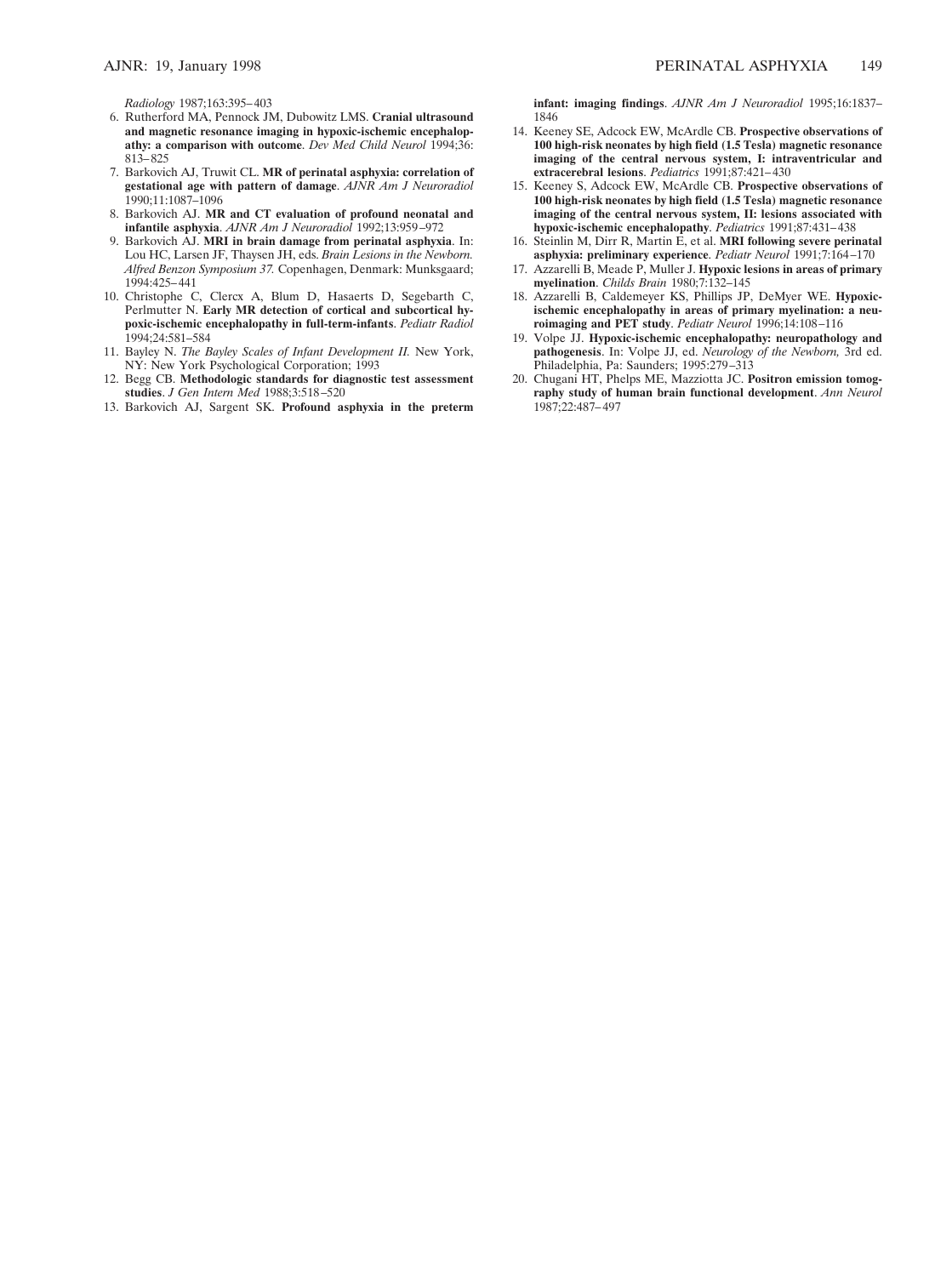Radiology 1987;163:395–403

6. Rutherford MA, Pennock JM, Dubowitz LMS. **Cranial ultrasound and magnetic resonance imaging in hypoxic-ischemic encephalopathy: a comparison with outcome**. *Dev Med Child Neurol* 1994;36:813–825
7. Barkovich AJ, Truwit CL. **MR of perinatal asphyxia: correlation of gestational age with pattern of damage**. *AJNR Am J Neuroradiol* 1990;11:1087–1096
8. Barkovich AJ. **MR and CT evaluation of profound neonatal and infantile asphyxia**. *AJNR Am J Neuroradiol* 1992;13:959–972
9. Barkovich AJ. **MRI in brain damage from perinatal asphyxia**. In: Lou HC, Larsen JF, Thaysen JH, eds. *Brain Lesions in the Newborn. Alfred Benzon Symposium 37.* Copenhagen, Denmark: Munksgaard; 1994:425–441
10. Christophe C, Clercx A, Blum D, Hasaerts D, Segebarth C, Perlmutter N. **Early MR detection of cortical and subcortical hypoxic-ischemic encephalopathy in full-term-infants**. *Pediatr Radiol* 1994;24:581–584
11. Bayley N. *The Bayley Scales of Infant Development II.* New York, NY: New York Psychological Corporation; 1993
12. Begg CB. **Methodologic standards for diagnostic test assessment studies**. *J Gen Intern Med* 1988;3:518–520
13. Barkovich AJ, Sargent SK. **Profound asphyxia in the preterm infant: imaging findings**. *AJNR Am J Neuroradiol* 1995;16:1837–1846
14. Keeney SE, Adcock EW, McArdle CB. **Prospective observations of 100 high-risk neonates by high field (1.5 Tesla) magnetic resonance imaging of the central nervous system, I: intraventricular and extracerebral lesions**. *Pediatrics* 1991;87:421–430
15. Keeney S, Adcock EW, McArdle CB. **Prospective observations of 100 high-risk neonates by high field (1.5 Tesla) magnetic resonance imaging of the central nervous system, II: lesions associated with hypoxic-ischemic encephalopathy**. *Pediatrics* 1991;87:431–438
16. Steinlin M, Dirr R, Martin E, et al. **MRI following severe perinatal asphyxia: preliminary experience**. *Pediatr Neurol* 1991;7:164–170
17. Azzarelli B, Meade P, Muller J. **Hypoxic lesions in areas of primary myelination**. *Childs Brain* 1980;7:132–145
18. Azzarelli B, Caldemeyer KS, Phillips JP, DeMyer WE. **Hypoxic-ischemic encephalopathy in areas of primary myelination: a neuroimaging and PET study**. *Pediatr Neurol* 1996;14:108–116
19. Volpe JJ. **Hypoxic-ischemic encephalopathy: neuropathology and pathogenesis**. In: Volpe JJ, ed. *Neurology of the Newborn,* 3rd ed. Philadelphia, Pa: Saunders; 1995:279–313
20. Chugani HT, Phelps ME, Mazziotta JC. **Positron emission tomography study of human brain functional development**. *Ann Neurol* 1987;22:487–497